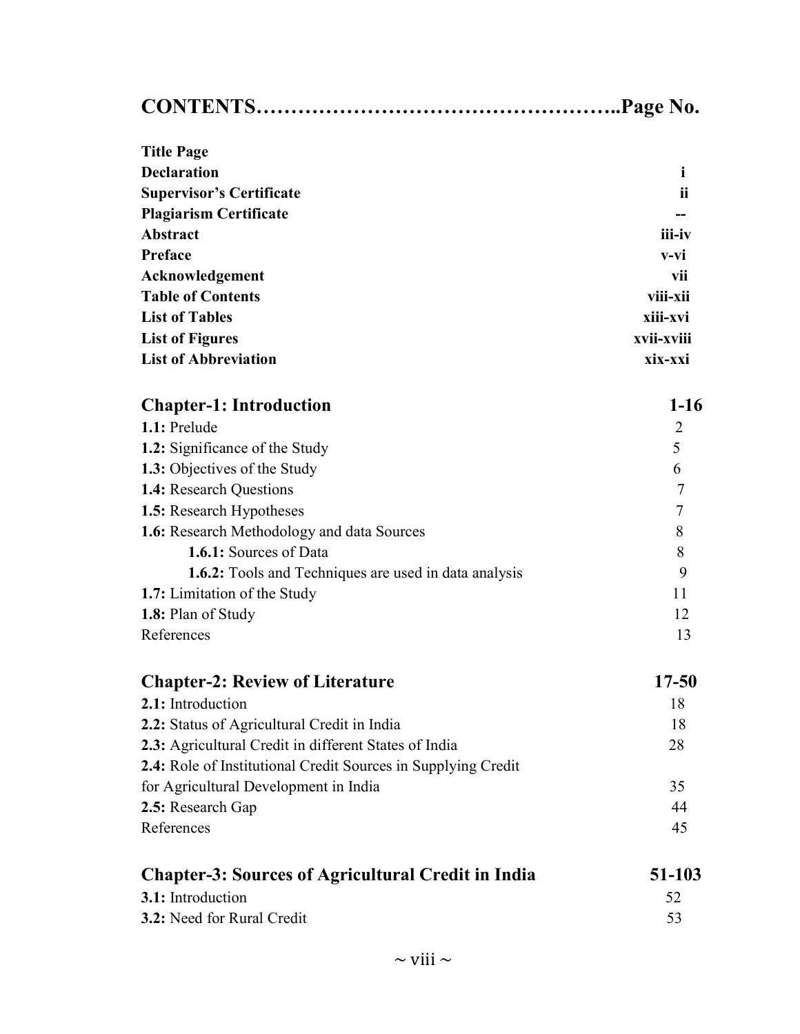# CONTENTS……………………………………………..Page No.

| | |
|---|---|
| **Title Page** | |
| **Declaration** | **i** |
| **Supervisor's Certificate** | **ii** |
| **Plagiarism Certificate** | **--** |
| **Abstract** | **iii-iv** |
| **Preface** | **v-vi** |
| **Acknowledgement** | **vii** |
| **Table of Contents** | **viii-xii** |
| **List of Tables** | **xiii-xvi** |
| **List of Figures** | **xvii-xviii** |
| **List of Abbreviation** | **xix-xxi** |

## Chapter-1: Introduction 1-16

| | |
|---|---|
| **1.1:** Prelude | 2 |
| **1.2:** Significance of the Study | 5 |
| **1.3:** Objectives of the Study | 6 |
| **1.4:** Research Questions | 7 |
| **1.5:** Research Hypotheses | 7 |
| **1.6:** Research Methodology and data Sources | 8 |
| &nbsp;&nbsp;&nbsp;&nbsp;**1.6.1:** Sources of Data | 8 |
| &nbsp;&nbsp;&nbsp;&nbsp;**1.6.2:** Tools and Techniques are used in data analysis | 9 |
| **1.7:** Limitation of the Study | 11 |
| **1.8:** Plan of Study | 12 |
| References | 13 |

## Chapter-2: Review of Literature 17-50

| | |
|---|---|
| **2.1:** Introduction | 18 |
| **2.2:** Status of Agricultural Credit in India | 18 |
| **2.3:** Agricultural Credit in different States of India | 28 |
| **2.4:** Role of Institutional Credit Sources in Supplying Credit for Agricultural Development in India | 35 |
| **2.5:** Research Gap | 44 |
| References | 45 |

## Chapter-3: Sources of Agricultural Credit in India 51-103

| | |
|---|---|
| **3.1:** Introduction | 52 |
| **3.2:** Need for Rural Credit | 53 |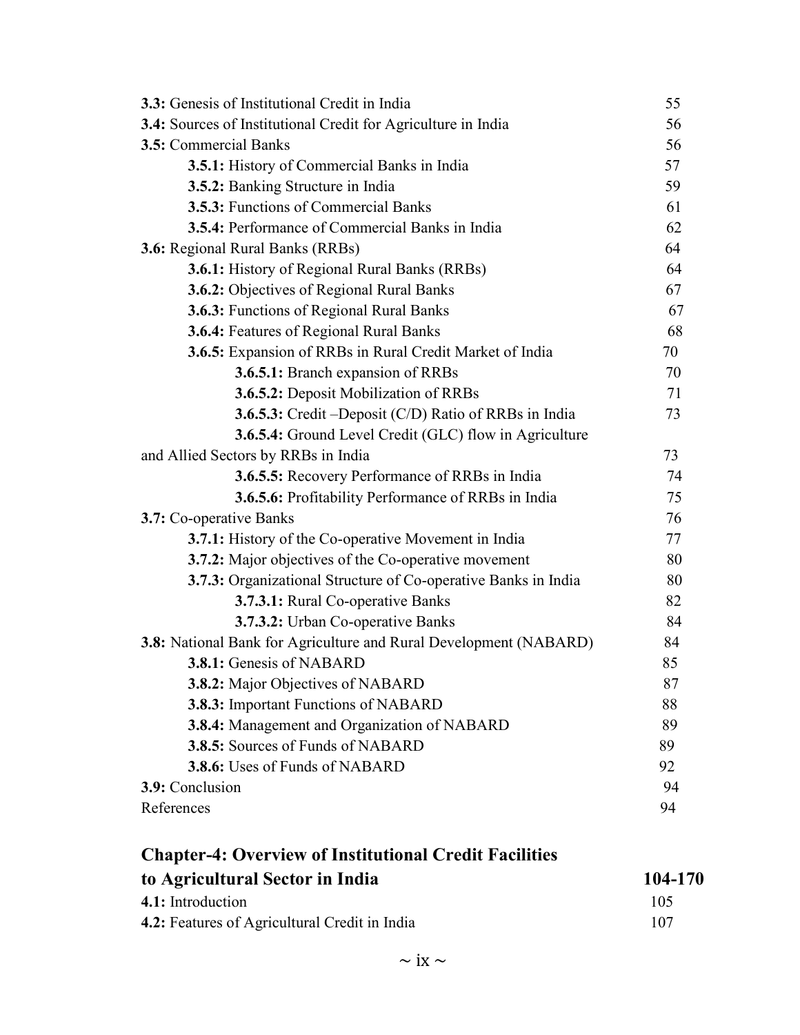| | |
|---|---|
| **3.3:** Genesis of Institutional Credit in India | 55 |
| **3.4:** Sources of Institutional Credit for Agriculture in India | 56 |
| **3.5:** Commercial Banks | 56 |
| &nbsp;&nbsp;&nbsp;&nbsp;**3.5.1:** History of Commercial Banks in India | 57 |
| &nbsp;&nbsp;&nbsp;&nbsp;**3.5.2:** Banking Structure in India | 59 |
| &nbsp;&nbsp;&nbsp;&nbsp;**3.5.3:** Functions of Commercial Banks | 61 |
| &nbsp;&nbsp;&nbsp;&nbsp;**3.5.4:** Performance of Commercial Banks in India | 62 |
| **3.6:** Regional Rural Banks (RRBs) | 64 |
| &nbsp;&nbsp;&nbsp;&nbsp;**3.6.1:** History of Regional Rural Banks (RRBs) | 64 |
| &nbsp;&nbsp;&nbsp;&nbsp;**3.6.2:** Objectives of Regional Rural Banks | 67 |
| &nbsp;&nbsp;&nbsp;&nbsp;**3.6.3:** Functions of Regional Rural Banks | 67 |
| &nbsp;&nbsp;&nbsp;&nbsp;**3.6.4:** Features of Regional Rural Banks | 68 |
| &nbsp;&nbsp;&nbsp;&nbsp;**3.6.5:** Expansion of RRBs in Rural Credit Market of India | 70 |
| &nbsp;&nbsp;&nbsp;&nbsp;&nbsp;&nbsp;&nbsp;&nbsp;**3.6.5.1:** Branch expansion of RRBs | 70 |
| &nbsp;&nbsp;&nbsp;&nbsp;&nbsp;&nbsp;&nbsp;&nbsp;**3.6.5.2:** Deposit Mobilization of RRBs | 71 |
| &nbsp;&nbsp;&nbsp;&nbsp;&nbsp;&nbsp;&nbsp;&nbsp;**3.6.5.3:** Credit –Deposit (C/D) Ratio of RRBs in India | 73 |
| &nbsp;&nbsp;&nbsp;&nbsp;&nbsp;&nbsp;&nbsp;&nbsp;**3.6.5.4:** Ground Level Credit (GLC) flow in Agriculture and Allied Sectors by RRBs in India | 73 |
| &nbsp;&nbsp;&nbsp;&nbsp;&nbsp;&nbsp;&nbsp;&nbsp;**3.6.5.5:** Recovery Performance of RRBs in India | 74 |
| &nbsp;&nbsp;&nbsp;&nbsp;&nbsp;&nbsp;&nbsp;&nbsp;**3.6.5.6:** Profitability Performance of RRBs in India | 75 |
| **3.7:** Co-operative Banks | 76 |
| &nbsp;&nbsp;&nbsp;&nbsp;**3.7.1:** History of the Co-operative Movement in India | 77 |
| &nbsp;&nbsp;&nbsp;&nbsp;**3.7.2:** Major objectives of the Co-operative movement | 80 |
| &nbsp;&nbsp;&nbsp;&nbsp;**3.7.3:** Organizational Structure of Co-operative Banks in India | 80 |
| &nbsp;&nbsp;&nbsp;&nbsp;&nbsp;&nbsp;&nbsp;&nbsp;**3.7.3.1:** Rural Co-operative Banks | 82 |
| &nbsp;&nbsp;&nbsp;&nbsp;&nbsp;&nbsp;&nbsp;&nbsp;**3.7.3.2:** Urban Co-operative Banks | 84 |
| **3.8:** National Bank for Agriculture and Rural Development (NABARD) | 84 |
| &nbsp;&nbsp;&nbsp;&nbsp;**3.8.1:** Genesis of NABARD | 85 |
| &nbsp;&nbsp;&nbsp;&nbsp;**3.8.2:** Major Objectives of NABARD | 87 |
| &nbsp;&nbsp;&nbsp;&nbsp;**3.8.3:** Important Functions of NABARD | 88 |
| &nbsp;&nbsp;&nbsp;&nbsp;**3.8.4:** Management and Organization of NABARD | 89 |
| &nbsp;&nbsp;&nbsp;&nbsp;**3.8.5:** Sources of Funds of NABARD | 89 |
| &nbsp;&nbsp;&nbsp;&nbsp;**3.8.6:** Uses of Funds of NABARD | 92 |
| **3.9:** Conclusion | 94 |
| References | 94 |

## Chapter-4: Overview of Institutional Credit Facilities to Agricultural Sector in India — 104-170

| | |
|---|---|
| **4.1:** Introduction | 105 |
| **4.2:** Features of Agricultural Credit in India | 107 |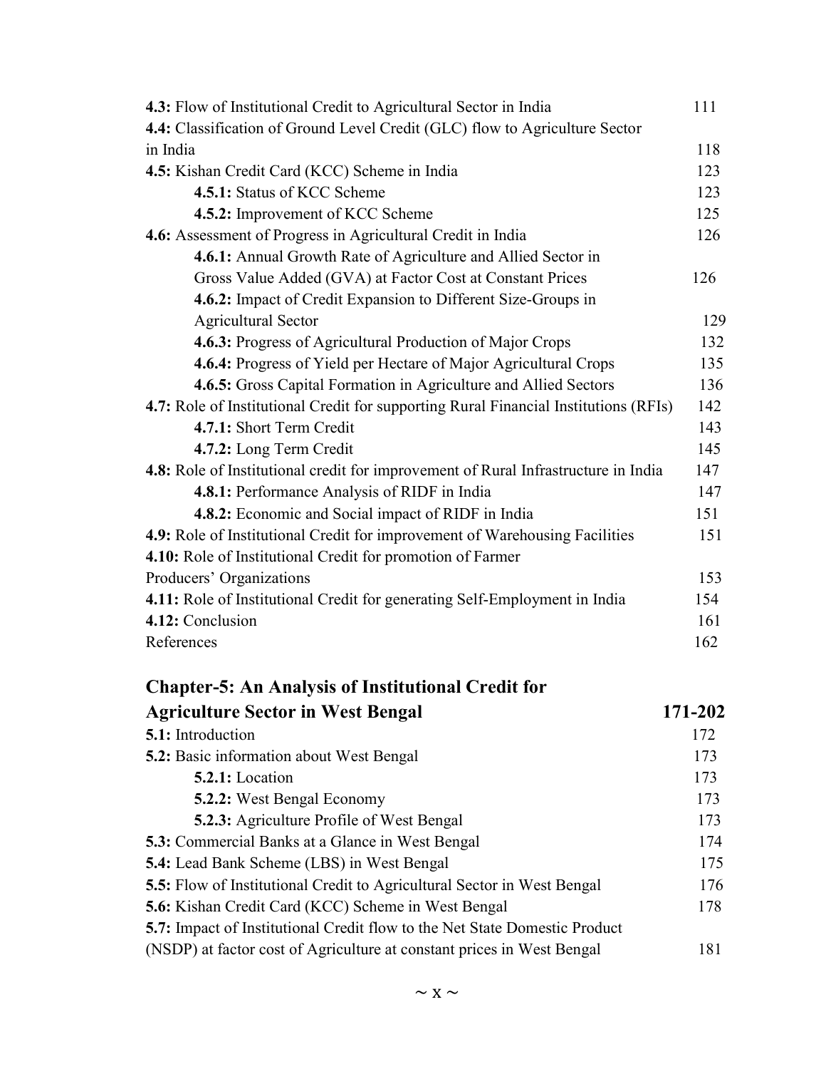**4.3:** Flow of Institutional Credit to Agricultural Sector in India 111

**4.4:** Classification of Ground Level Credit (GLC) flow to Agriculture Sector in India 118

**4.5:** Kishan Credit Card (KCC) Scheme in India 123

- **4.5.1:** Status of KCC Scheme 123
- **4.5.2:** Improvement of KCC Scheme 125

**4.6:** Assessment of Progress in Agricultural Credit in India 126

- **4.6.1:** Annual Growth Rate of Agriculture and Allied Sector in Gross Value Added (GVA) at Factor Cost at Constant Prices 126
- **4.6.2:** Impact of Credit Expansion to Different Size-Groups in Agricultural Sector 129
- **4.6.3:** Progress of Agricultural Production of Major Crops 132
- **4.6.4:** Progress of Yield per Hectare of Major Agricultural Crops 135
- **4.6.5:** Gross Capital Formation in Agriculture and Allied Sectors 136

**4.7:** Role of Institutional Credit for supporting Rural Financial Institutions (RFIs) 142

- **4.7.1:** Short Term Credit 143
- **4.7.2:** Long Term Credit 145

**4.8:** Role of Institutional credit for improvement of Rural Infrastructure in India 147

- **4.8.1:** Performance Analysis of RIDF in India 147
- **4.8.2:** Economic and Social impact of RIDF in India 151

**4.9:** Role of Institutional Credit for improvement of Warehousing Facilities 151

**4.10:** Role of Institutional Credit for promotion of Farmer Producers' Organizations 153

**4.11:** Role of Institutional Credit for generating Self-Employment in India 154

**4.12:** Conclusion 161

References 162

## Chapter-5: An Analysis of Institutional Credit for Agriculture Sector in West Bengal 171-202

**5.1:** Introduction 172

**5.2:** Basic information about West Bengal 173

- **5.2.1:** Location 173
- **5.2.2:** West Bengal Economy 173
- **5.2.3:** Agriculture Profile of West Bengal 173

**5.3:** Commercial Banks at a Glance in West Bengal 174

**5.4:** Lead Bank Scheme (LBS) in West Bengal 175

**5.5:** Flow of Institutional Credit to Agricultural Sector in West Bengal 176

**5.6:** Kishan Credit Card (KCC) Scheme in West Bengal 178

**5.7:** Impact of Institutional Credit flow to the Net State Domestic Product (NSDP) at factor cost of Agriculture at constant prices in West Bengal 181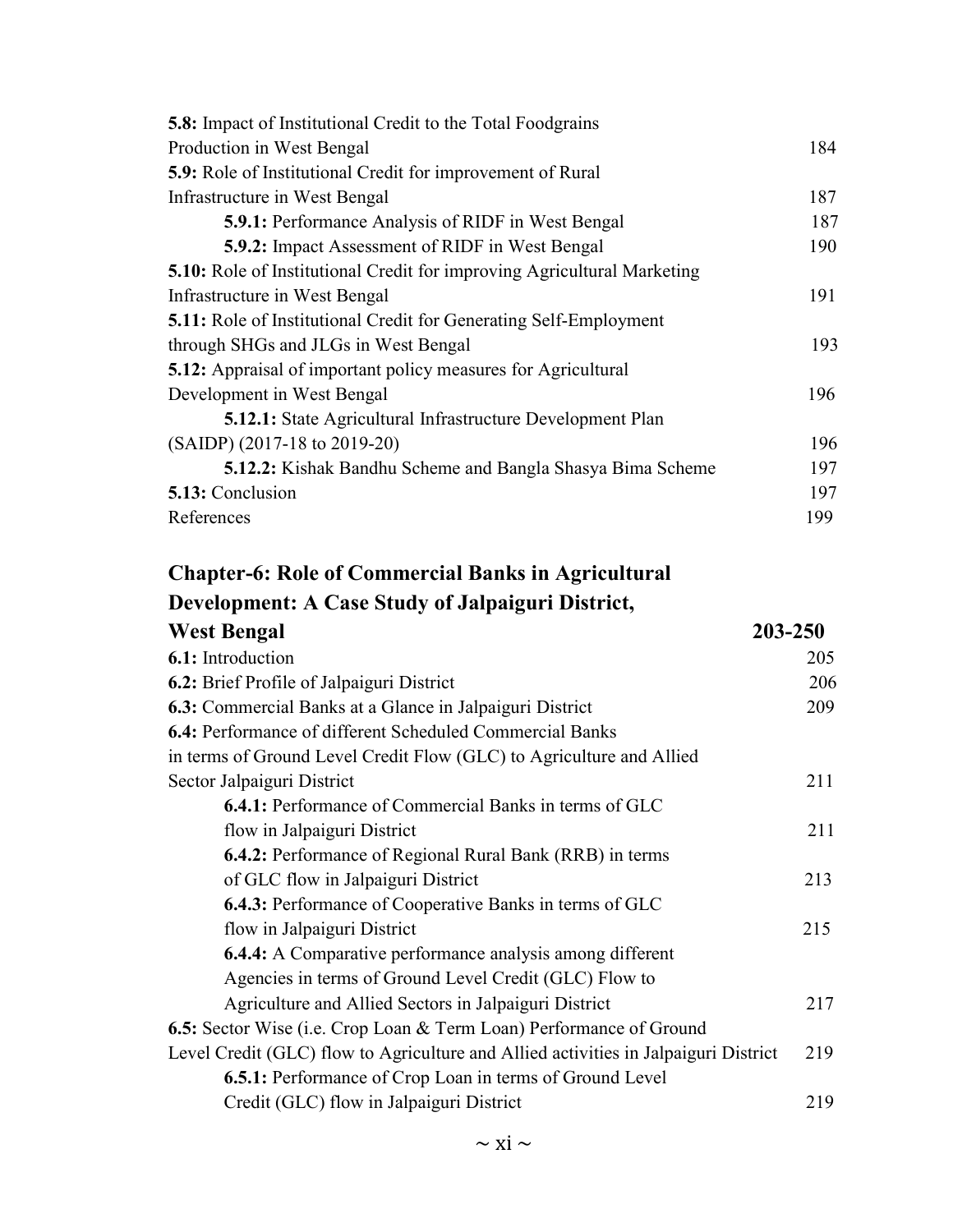**5.8:** Impact of Institutional Credit to the Total Foodgrains Production in West Bengal 184

**5.9:** Role of Institutional Credit for improvement of Rural Infrastructure in West Bengal 187

- **5.9.1:** Performance Analysis of RIDF in West Bengal 187
- **5.9.2:** Impact Assessment of RIDF in West Bengal 190

**5.10:** Role of Institutional Credit for improving Agricultural Marketing Infrastructure in West Bengal 191

**5.11:** Role of Institutional Credit for Generating Self-Employment through SHGs and JLGs in West Bengal 193

**5.12:** Appraisal of important policy measures for Agricultural Development in West Bengal 196

- **5.12.1:** State Agricultural Infrastructure Development Plan (SAIDP) (2017-18 to 2019-20) 196
- **5.12.2:** Kishak Bandhu Scheme and Bangla Shasya Bima Scheme 197

**5.13:** Conclusion 197

References 199

## Chapter-6: Role of Commercial Banks in Agricultural Development: A Case Study of Jalpaiguri District, West Bengal 203-250

**6.1:** Introduction 205

**6.2:** Brief Profile of Jalpaiguri District 206

**6.3:** Commercial Banks at a Glance in Jalpaiguri District 209

**6.4:** Performance of different Scheduled Commercial Banks in terms of Ground Level Credit Flow (GLC) to Agriculture and Allied Sector Jalpaiguri District 211

- **6.4.1:** Performance of Commercial Banks in terms of GLC flow in Jalpaiguri District 211
- **6.4.2:** Performance of Regional Rural Bank (RRB) in terms of GLC flow in Jalpaiguri District 213
- **6.4.3:** Performance of Cooperative Banks in terms of GLC flow in Jalpaiguri District 215
- **6.4.4:** A Comparative performance analysis among different Agencies in terms of Ground Level Credit (GLC) Flow to Agriculture and Allied Sectors in Jalpaiguri District 217

**6.5:** Sector Wise (i.e. Crop Loan & Term Loan) Performance of Ground Level Credit (GLC) flow to Agriculture and Allied activities in Jalpaiguri District 219

- **6.5.1:** Performance of Crop Loan in terms of Ground Level Credit (GLC) flow in Jalpaiguri District 219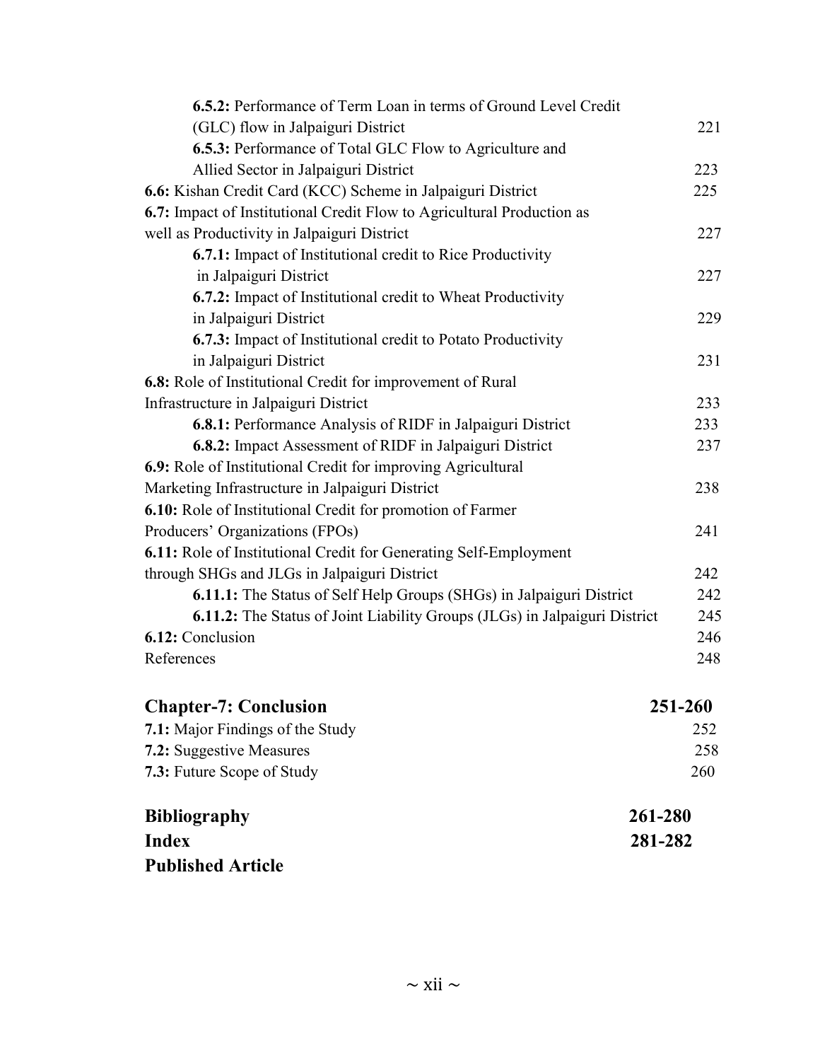**6.5.2:** Performance of Term Loan in terms of Ground Level Credit (GLC) flow in Jalpaiguri District 221

**6.5.3:** Performance of Total GLC Flow to Agriculture and Allied Sector in Jalpaiguri District 223

**6.6:** Kishan Credit Card (KCC) Scheme in Jalpaiguri District 225

**6.7:** Impact of Institutional Credit Flow to Agricultural Production as well as Productivity in Jalpaiguri District 227

**6.7.1:** Impact of Institutional credit to Rice Productivity in Jalpaiguri District 227

**6.7.2:** Impact of Institutional credit to Wheat Productivity in Jalpaiguri District 229

**6.7.3:** Impact of Institutional credit to Potato Productivity in Jalpaiguri District 231

**6.8:** Role of Institutional Credit for improvement of Rural Infrastructure in Jalpaiguri District 233

**6.8.1:** Performance Analysis of RIDF in Jalpaiguri District 233

**6.8.2:** Impact Assessment of RIDF in Jalpaiguri District 237

**6.9:** Role of Institutional Credit for improving Agricultural Marketing Infrastructure in Jalpaiguri District 238

**6.10:** Role of Institutional Credit for promotion of Farmer Producers' Organizations (FPOs) 241

**6.11:** Role of Institutional Credit for Generating Self-Employment through SHGs and JLGs in Jalpaiguri District 242

**6.11.1:** The Status of Self Help Groups (SHGs) in Jalpaiguri District 242

**6.11.2:** The Status of Joint Liability Groups (JLGs) in Jalpaiguri District 245

**6.12:** Conclusion 246

References 248

## Chapter-7: Conclusion 251-260

**7.1:** Major Findings of the Study 252

**7.2:** Suggestive Measures 258

**7.3:** Future Scope of Study 260

## Bibliography 261-280

## Index 281-282

## Published Article